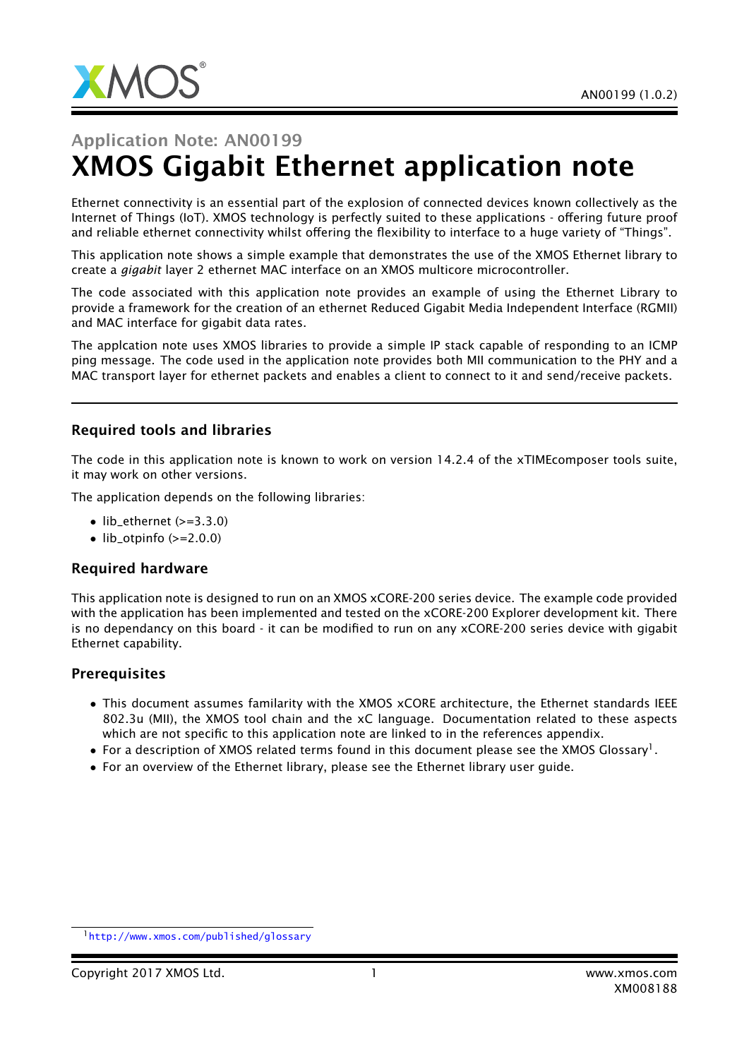Application Note: AN00199

# XMOS Gigabit Ethernet application note

Ethernet connectivity is an essential part of the explosion of connected devices known collectively as the Internet of Things (IoT). XMOS technology is perfectly suited to these applications - offering future proof and reliable ethernet connectivity whilst offering the flexibility to interface to a huge variety of "Things".

This application note shows a simple example that demonstrates the use of the XMOS Ethernet library to create a *gigabit* layer 2 ethernet MAC interface on an XMOS multicore microcontroller.

The code associated with this application note provides an example of using the Ethernet Library to provide a framework for the creation of an ethernet Reduced Gigabit Media Independent Interface (RGMII) and MAC interface for gigabit data rates.

The applcation note uses XMOS libraries to provide a simple IP stack capable of responding to an ICMP ping message. The code used in the application note provides both MII communication to the PHY and a MAC transport layer for ethernet packets and enables a client to connect to it and send/receive packets.

---

## Required tools and libraries

The code in this application note is known to work on version 14.2.4 of the xTIMEcomposer tools suite, it may work on other versions.

The application depends on the following libraries:

- lib_ethernet (>=3.3.0)
- lib_otpinfo (>=2.0.0)

## Required hardware

This application note is designed to run on an XMOS xCORE-200 series device. The example code provided with the application has been implemented and tested on the xCORE-200 Explorer development kit. There is no dependancy on this board - it can be modified to run on any xCORE-200 series device with gigabit Ethernet capability.

## Prerequisites

- This document assumes familarity with the XMOS xCORE architecture, the Ethernet standards IEEE 802.3u (MII), the XMOS tool chain and the xC language. Documentation related to these aspects which are not specific to this application note are linked to in the references appendix.
- For a description of XMOS related terms found in this document please see the XMOS Glossary[1].
- For an overview of the Ethernet library, please see the Ethernet library user guide.

[1] http://www.xmos.com/published/glossary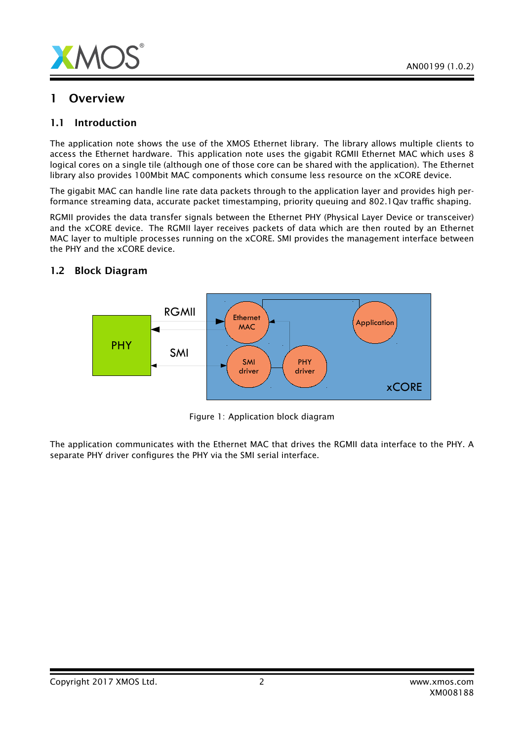# 1 Overview

## 1.1 Introduction

The application note shows the use of the XMOS Ethernet library. The library allows multiple clients to access the Ethernet hardware. This application note uses the gigabit RGMII Ethernet MAC which uses 8 logical cores on a single tile (although one of those core can be shared with the application). The Ethernet library also provides 100Mbit MAC components which consume less resource on the xCORE device.

The gigabit MAC can handle line rate data packets through to the application layer and provides high performance streaming data, accurate packet timestamping, priority queuing and 802.1Qav traffic shaping.

RGMII provides the data transfer signals between the Ethernet PHY (Physical Layer Device or transceiver) and the xCORE device. The RGMII layer receives packets of data which are then routed by an Ethernet MAC layer to multiple processes running on the xCORE. SMI provides the management interface between the PHY and the xCORE device.

## 1.2 Block Diagram

Figure 1: Application block diagram

The application communicates with the Ethernet MAC that drives the RGMII data interface to the PHY. A separate PHY driver configures the PHY via the SMI serial interface.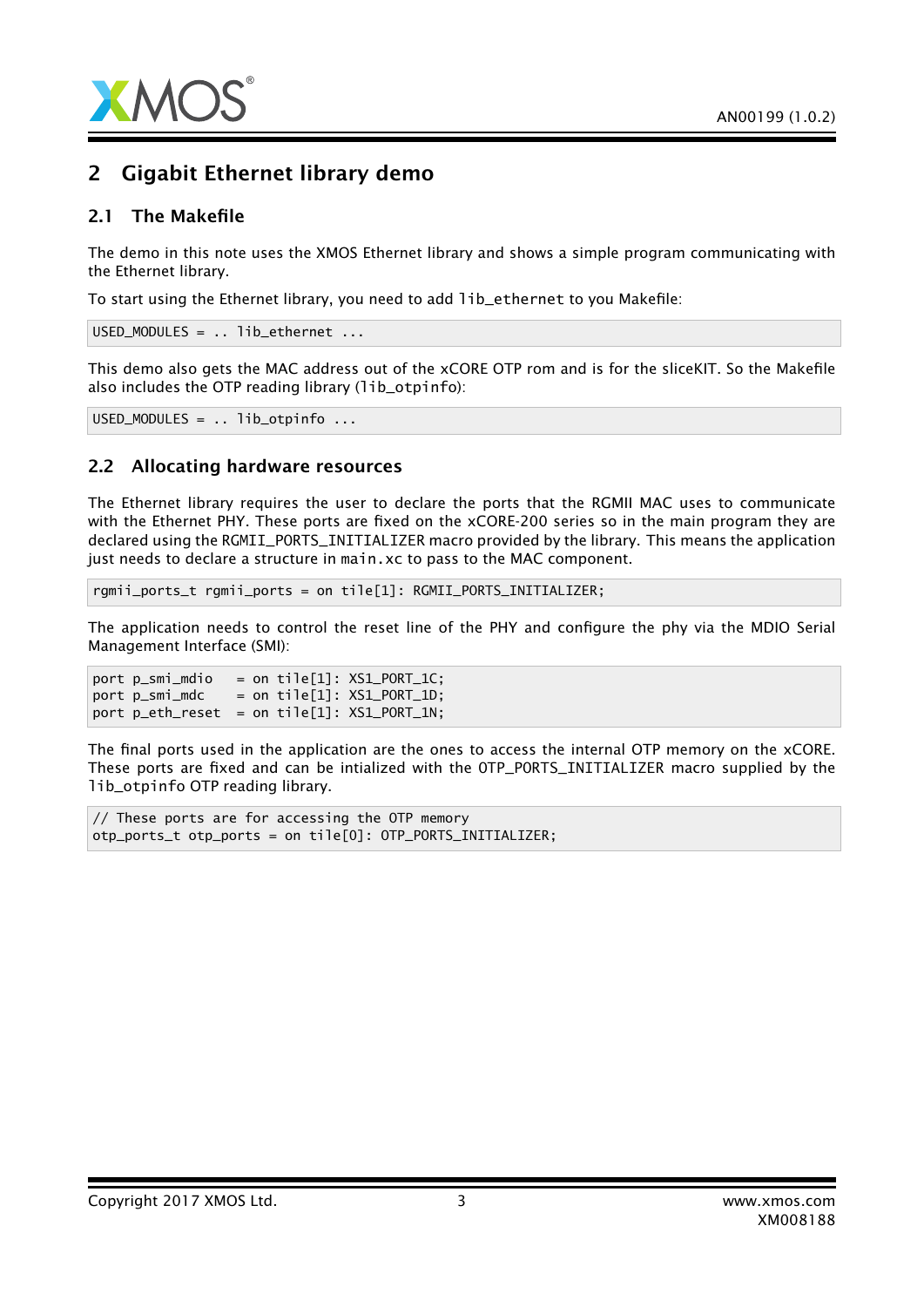## 2 Gigabit Ethernet library demo

### 2.1 The Makefile

The demo in this note uses the XMOS Ethernet library and shows a simple program communicating with the Ethernet library.

To start using the Ethernet library, you need to add `lib_ethernet` to you Makefile:

```
USED_MODULES = .. lib_ethernet ...
```

This demo also gets the MAC address out of the xCORE OTP rom and is for the sliceKIT. So the Makefile also includes the OTP reading library (`lib_otpinfo`):

```
USED_MODULES = .. lib_otpinfo ...
```

### 2.2 Allocating hardware resources

The Ethernet library requires the user to declare the ports that the RGMII MAC uses to communicate with the Ethernet PHY. These ports are fixed on the xCORE-200 series so in the main program they are declared using the RGMII_PORTS_INITIALIZER macro provided by the library. This means the application just needs to declare a structure in `main.xc` to pass to the MAC component.

```
rgmii_ports_t rgmii_ports = on tile[1]: RGMII_PORTS_INITIALIZER;
```

The application needs to control the reset line of the PHY and configure the phy via the MDIO Serial Management Interface (SMI):

```
port p_smi_mdio   = on tile[1]: XS1_PORT_1C;
port p_smi_mdc    = on tile[1]: XS1_PORT_1D;
port p_eth_reset  = on tile[1]: XS1_PORT_1N;
```

The final ports used in the application are the ones to access the internal OTP memory on the xCORE. These ports are fixed and can be intialized with the OTP_PORTS_INITIALIZER macro supplied by the `lib_otpinfo` OTP reading library.

```
// These ports are for accessing the OTP memory
otp_ports_t otp_ports = on tile[0]: OTP_PORTS_INITIALIZER;
```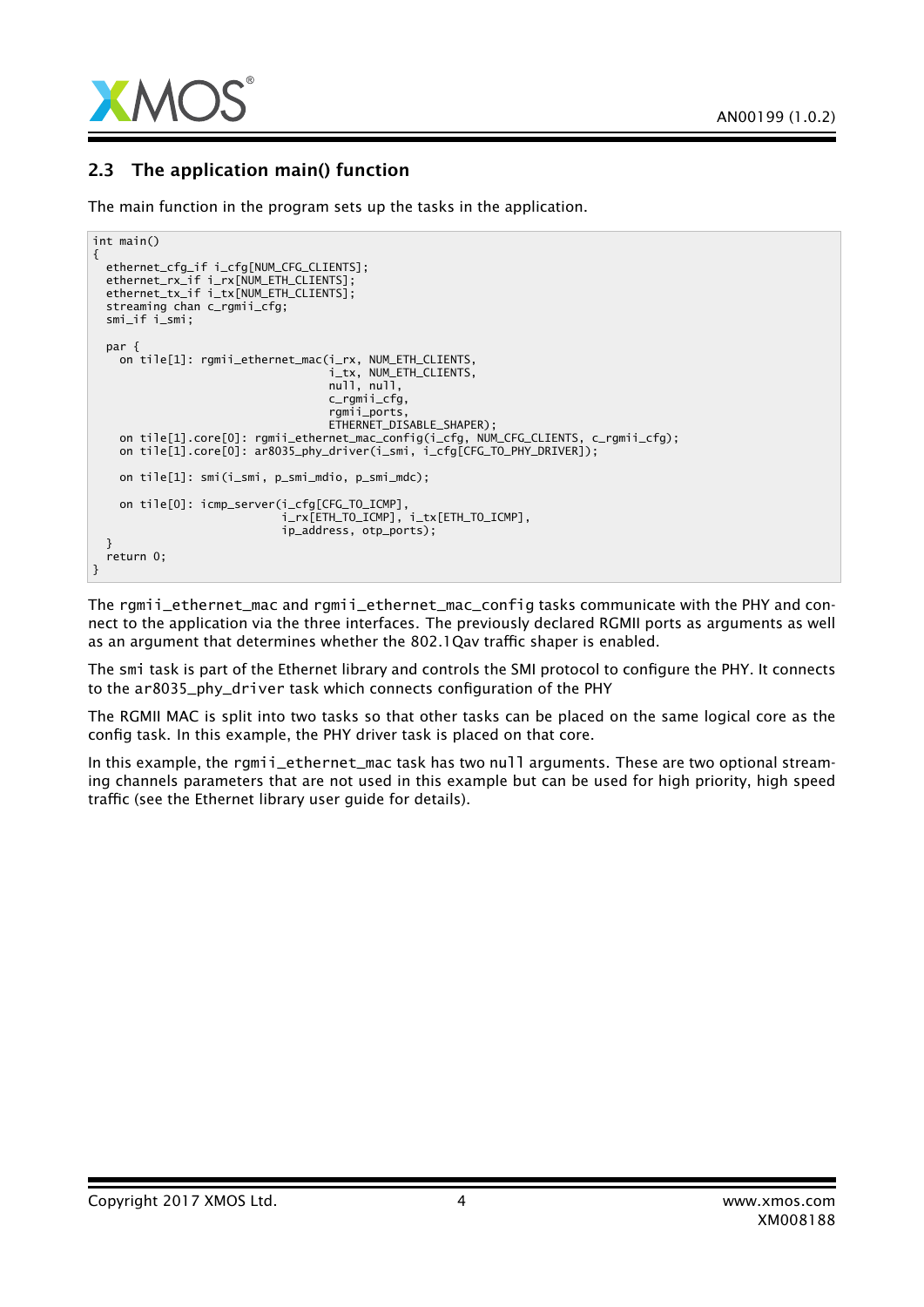## 2.3 The application main() function

The main function in the program sets up the tasks in the application.

```
int main()
{
  ethernet_cfg_if i_cfg[NUM_CFG_CLIENTS];
  ethernet_rx_if i_rx[NUM_ETH_CLIENTS];
  ethernet_tx_if i_tx[NUM_ETH_CLIENTS];
  streaming chan c_rgmii_cfg;
  smi_if i_smi;

  par {
    on tile[1]: rgmii_ethernet_mac(i_rx, NUM_ETH_CLIENTS,
                                   i_tx, NUM_ETH_CLIENTS,
                                   null, null,
                                   c_rgmii_cfg,
                                   rgmii_ports,
                                   ETHERNET_DISABLE_SHAPER);
    on tile[1].core[0]: rgmii_ethernet_mac_config(i_cfg, NUM_CFG_CLIENTS, c_rgmii_cfg);
    on tile[1].core[0]: ar8035_phy_driver(i_smi, i_cfg[CFG_TO_PHY_DRIVER]);

    on tile[1]: smi(i_smi, p_smi_mdio, p_smi_mdc);

    on tile[0]: icmp_server(i_cfg[CFG_TO_ICMP],
                            i_rx[ETH_TO_ICMP], i_tx[ETH_TO_ICMP],
                            ip_address, otp_ports);
  }
  return 0;
}
```

The `rgmii_ethernet_mac` and `rgmii_ethernet_mac_config` tasks communicate with the PHY and connect to the application via the three interfaces. The previously declared RGMII ports as arguments as well as an argument that determines whether the 802.1Qav traffic shaper is enabled.

The `smi` task is part of the Ethernet library and controls the SMI protocol to configure the PHY. It connects to the `ar8035_phy_driver` task which connects configuration of the PHY

The RGMII MAC is split into two tasks so that other tasks can be placed on the same logical core as the config task. In this example, the PHY driver task is placed on that core.

In this example, the `rgmii_ethernet_mac` task has two `null` arguments. These are two optional streaming channels parameters that are not used in this example but can be used for high priority, high speed traffic (see the Ethernet library user guide for details).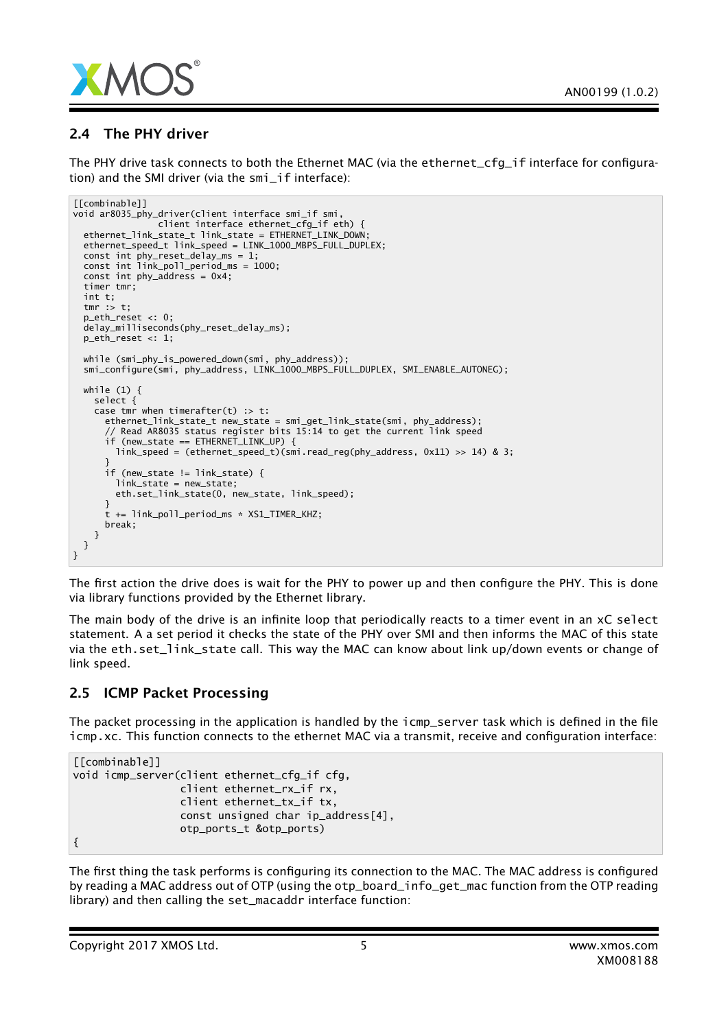## 2.4 The PHY driver

The PHY drive task connects to both the Ethernet MAC (via the ethernet_cfg_if interface for configuration) and the SMI driver (via the smi_if interface):

```
[[combinable]]
void ar8035_phy_driver(client interface smi_if smi,
                client interface ethernet_cfg_if eth) {
  ethernet_link_state_t link_state = ETHERNET_LINK_DOWN;
  ethernet_speed_t link_speed = LINK_1000_MBPS_FULL_DUPLEX;
  const int phy_reset_delay_ms = 1;
  const int link_poll_period_ms = 1000;
  const int phy_address = 0x4;
  timer tmr;
  int t;
  tmr :> t;
  p_eth_reset <: 0;
  delay_milliseconds(phy_reset_delay_ms);
  p_eth_reset <: 1;

  while (smi_phy_is_powered_down(smi, phy_address));
  smi_configure(smi, phy_address, LINK_1000_MBPS_FULL_DUPLEX, SMI_ENABLE_AUTONEG);

  while (1) {
    select {
    case tmr when timerafter(t) :> t:
      ethernet_link_state_t new_state = smi_get_link_state(smi, phy_address);
      // Read AR8035 status register bits 15:14 to get the current link speed
      if (new_state == ETHERNET_LINK_UP) {
        link_speed = (ethernet_speed_t)(smi.read_reg(phy_address, 0x11) >> 14) & 3;
      }
      if (new_state != link_state) {
        link_state = new_state;
        eth.set_link_state(0, new_state, link_speed);
      }
      t += link_poll_period_ms * XS1_TIMER_KHZ;
      break;
    }
  }
}
```

The first action the drive does is wait for the PHY to power up and then configure the PHY. This is done via library functions provided by the Ethernet library.

The main body of the drive is an infinite loop that periodically reacts to a timer event in an xC select statement. A a set period it checks the state of the PHY over SMI and then informs the MAC of this state via the eth.set_link_state call. This way the MAC can know about link up/down events or change of link speed.

## 2.5 ICMP Packet Processing

The packet processing in the application is handled by the icmp_server task which is defined in the file icmp.xc. This function connects to the ethernet MAC via a transmit, receive and configuration interface:

```
[[combinable]]
void icmp_server(client ethernet_cfg_if cfg,
                 client ethernet_rx_if rx,
                 client ethernet_tx_if tx,
                 const unsigned char ip_address[4],
                 otp_ports_t &otp_ports)
{
```

The first thing the task performs is configuring its connection to the MAC. The MAC address is configured by reading a MAC address out of OTP (using the otp_board_info_get_mac function from the OTP reading library) and then calling the set_macaddr interface function: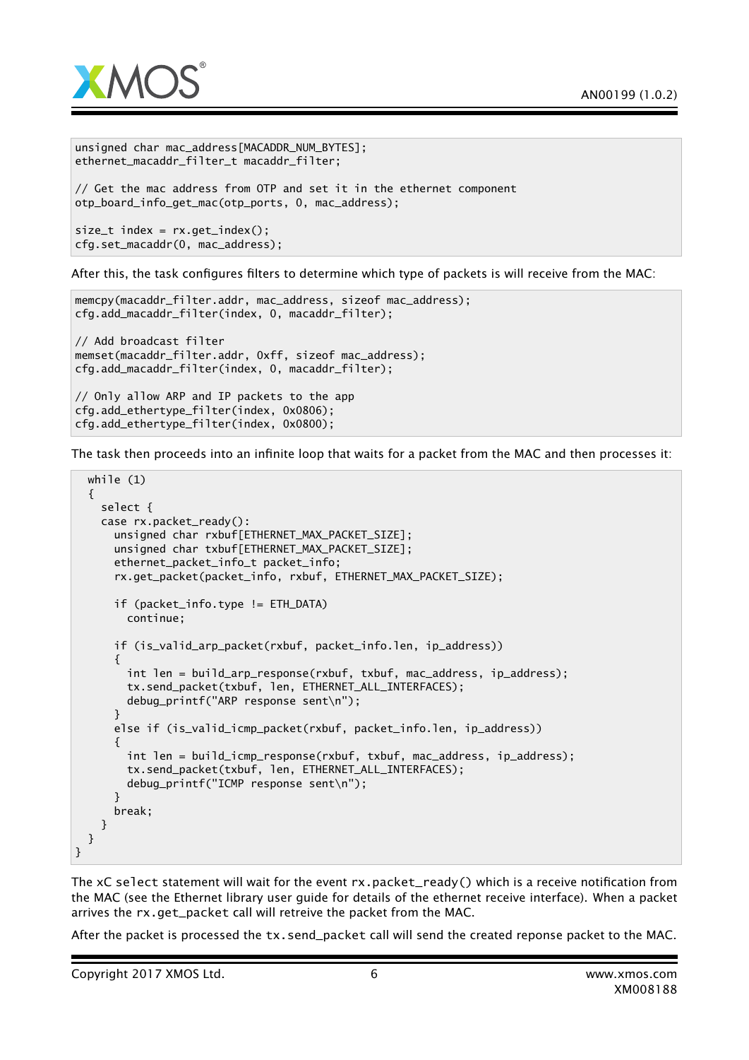```
unsigned char mac_address[MACADDR_NUM_BYTES];
ethernet_macaddr_filter_t macaddr_filter;

// Get the mac address from OTP and set it in the ethernet component
otp_board_info_get_mac(otp_ports, 0, mac_address);

size_t index = rx.get_index();
cfg.set_macaddr(0, mac_address);
```

After this, the task configures filters to determine which type of packets is will receive from the MAC:

```
memcpy(macaddr_filter.addr, mac_address, sizeof mac_address);
cfg.add_macaddr_filter(index, 0, macaddr_filter);

// Add broadcast filter
memset(macaddr_filter.addr, 0xff, sizeof mac_address);
cfg.add_macaddr_filter(index, 0, macaddr_filter);

// Only allow ARP and IP packets to the app
cfg.add_ethertype_filter(index, 0x0806);
cfg.add_ethertype_filter(index, 0x0800);
```

The task then proceeds into an infinite loop that waits for a packet from the MAC and then processes it:

```
  while (1)
  {
    select {
    case rx.packet_ready():
      unsigned char rxbuf[ETHERNET_MAX_PACKET_SIZE];
      unsigned char txbuf[ETHERNET_MAX_PACKET_SIZE];
      ethernet_packet_info_t packet_info;
      rx.get_packet(packet_info, rxbuf, ETHERNET_MAX_PACKET_SIZE);

      if (packet_info.type != ETH_DATA)
        continue;

      if (is_valid_arp_packet(rxbuf, packet_info.len, ip_address))
      {
        int len = build_arp_response(rxbuf, txbuf, mac_address, ip_address);
        tx.send_packet(txbuf, len, ETHERNET_ALL_INTERFACES);
        debug_printf("ARP response sent\n");
      }
      else if (is_valid_icmp_packet(rxbuf, packet_info.len, ip_address))
      {
        int len = build_icmp_response(rxbuf, txbuf, mac_address, ip_address);
        tx.send_packet(txbuf, len, ETHERNET_ALL_INTERFACES);
        debug_printf("ICMP response sent\n");
      }
      break;
    }
  }
}
```

The xC `select` statement will wait for the event `rx.packet_ready()` which is a receive notification from the MAC (see the Ethernet library user guide for details of the ethernet receive interface). When a packet arrives the `rx.get_packet` call will retreive the packet from the MAC.

After the packet is processed the `tx.send_packet` call will send the created reponse packet to the MAC.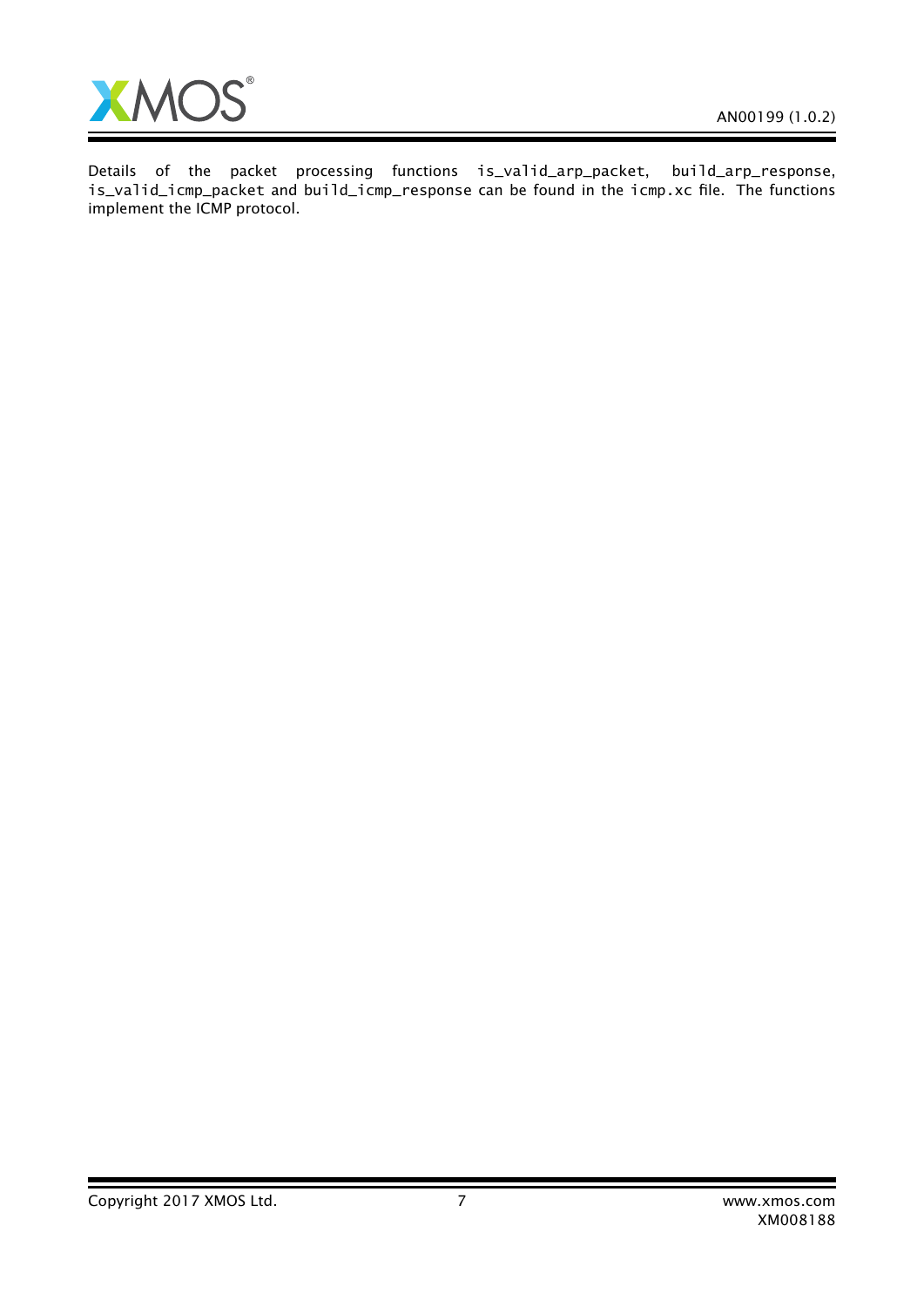Details of the packet processing functions `is_valid_arp_packet`, `build_arp_response`, `is_valid_icmp_packet` and `build_icmp_response` can be found in the `icmp.xc` file. The functions implement the ICMP protocol.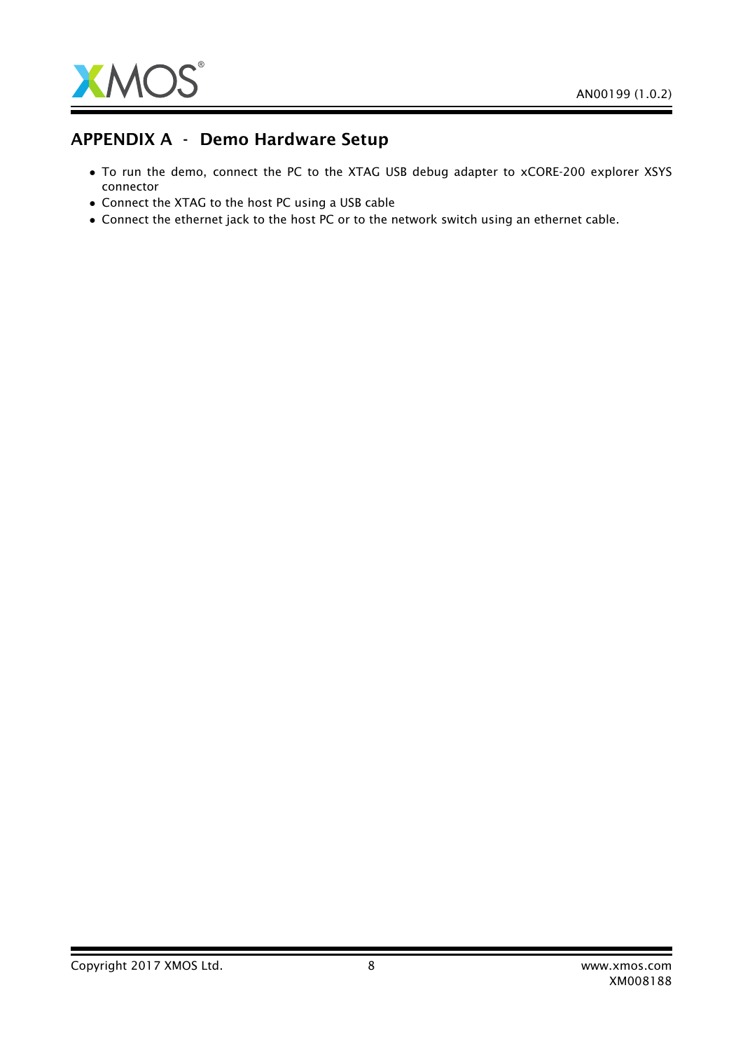## APPENDIX A - Demo Hardware Setup

- To run the demo, connect the PC to the XTAG USB debug adapter to xCORE-200 explorer XSYS connector
- Connect the XTAG to the host PC using a USB cable
- Connect the ethernet jack to the host PC or to the network switch using an ethernet cable.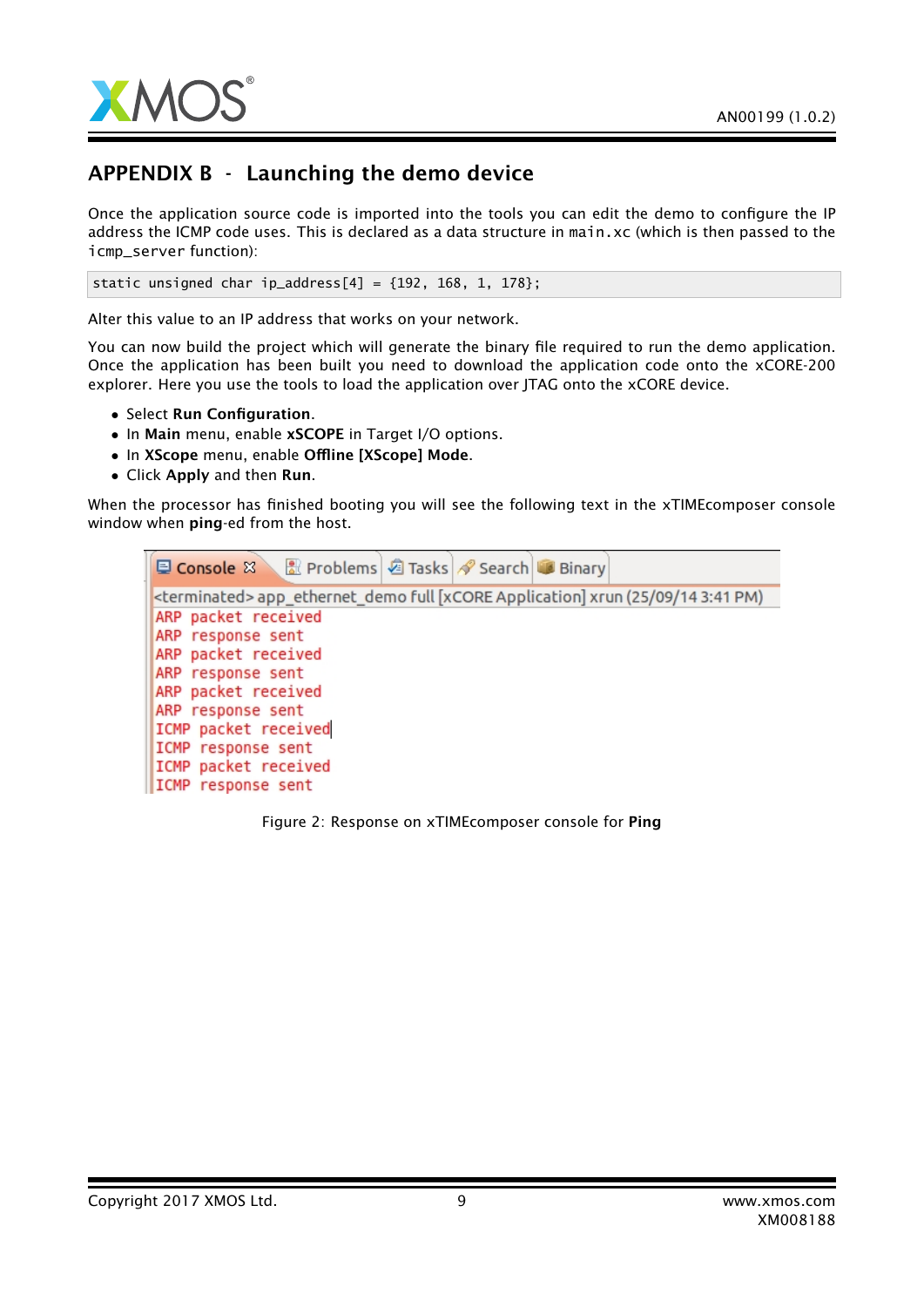# APPENDIX B - Launching the demo device

Once the application source code is imported into the tools you can edit the demo to configure the IP address the ICMP code uses. This is declared as a data structure in `main.xc` (which is then passed to the `icmp_server` function):

```
static unsigned char ip_address[4] = {192, 168, 1, 178};
```

Alter this value to an IP address that works on your network.

You can now build the project which will generate the binary file required to run the demo application. Once the application has been built you need to download the application code onto the xCORE-200 explorer. Here you use the tools to load the application over JTAG onto the xCORE device.

- Select **Run Configuration**.
- In **Main** menu, enable **xSCOPE** in Target I/O options.
- In **XScope** menu, enable **Offline [XScope] Mode**.
- Click **Apply** and then **Run**.

When the processor has finished booting you will see the following text in the xTIMEcomposer console window when **ping**-ed from the host.

```
<terminated> app_ethernet_demo full [xCORE Application] xrun (25/09/14 3:41 PM)
ARP packet received
ARP response sent
ARP packet received
ARP response sent
ARP packet received
ARP response sent
ICMP packet received
ICMP response sent
ICMP packet received
ICMP response sent
```

Figure 2: Response on xTIMEcomposer console for **Ping**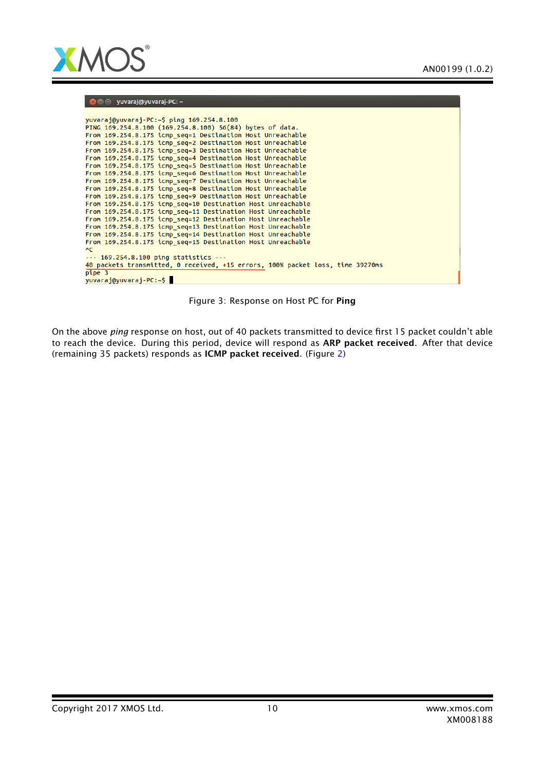```
yuvaraj@yuvaraj-PC:~$ ping 169.254.8.100
PING 169.254.8.100 (169.254.8.100) 56(84) bytes of data.
From 169.254.8.175 icmp_seq=1 Destination Host Unreachable
From 169.254.8.175 icmp_seq=2 Destination Host Unreachable
From 169.254.8.175 icmp_seq=3 Destination Host Unreachable
From 169.254.8.175 icmp_seq=4 Destination Host Unreachable
From 169.254.8.175 icmp_seq=5 Destination Host Unreachable
From 169.254.8.175 icmp_seq=6 Destination Host Unreachable
From 169.254.8.175 icmp_seq=7 Destination Host Unreachable
From 169.254.8.175 icmp_seq=8 Destination Host Unreachable
From 169.254.8.175 icmp_seq=9 Destination Host Unreachable
From 169.254.8.175 icmp_seq=10 Destination Host Unreachable
From 169.254.8.175 icmp_seq=11 Destination Host Unreachable
From 169.254.8.175 icmp_seq=12 Destination Host Unreachable
From 169.254.8.175 icmp_seq=13 Destination Host Unreachable
From 169.254.8.175 icmp_seq=14 Destination Host Unreachable
From 169.254.8.175 icmp_seq=15 Destination Host Unreachable
^C
--- 169.254.8.100 ping statistics ---
40 packets transmitted, 0 received, +15 errors, 100% packet loss, time 39270ms
pipe 3
yuvaraj@yuvaraj-PC:~$
```

Figure 3: Response on Host PC for **Ping**

On the above *ping* response on host, out of 40 packets transmitted to device first 15 packet couldn't able to reach the device. During this period, device will respond as **ARP packet received**. After that device (remaining 35 packets) responds as **ICMP packet received**. (Figure 2)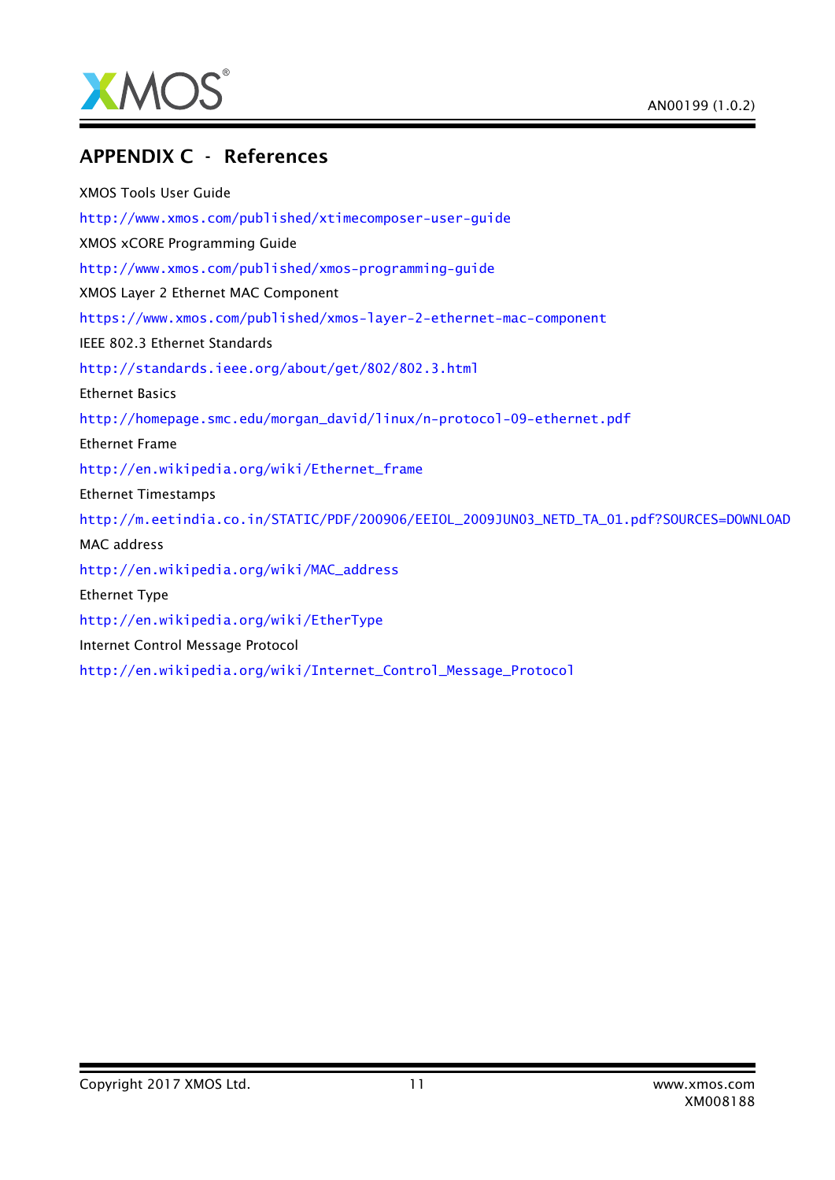# APPENDIX C - References

XMOS Tools User Guide

http://www.xmos.com/published/xtimecomposer-user-guide

XMOS xCORE Programming Guide

http://www.xmos.com/published/xmos-programming-guide

XMOS Layer 2 Ethernet MAC Component

https://www.xmos.com/published/xmos-layer-2-ethernet-mac-component

IEEE 802.3 Ethernet Standards

http://standards.ieee.org/about/get/802/802.3.html

Ethernet Basics

http://homepage.smc.edu/morgan_david/linux/n-protocol-09-ethernet.pdf

Ethernet Frame

http://en.wikipedia.org/wiki/Ethernet_frame

Ethernet Timestamps

http://m.eetindia.co.in/STATIC/PDF/200906/EEIOL_2009JUN03_NETD_TA_01.pdf?SOURCES=DOWNLOAD

MAC address

http://en.wikipedia.org/wiki/MAC_address

Ethernet Type

http://en.wikipedia.org/wiki/EtherType

Internet Control Message Protocol

http://en.wikipedia.org/wiki/Internet_Control_Message_Protocol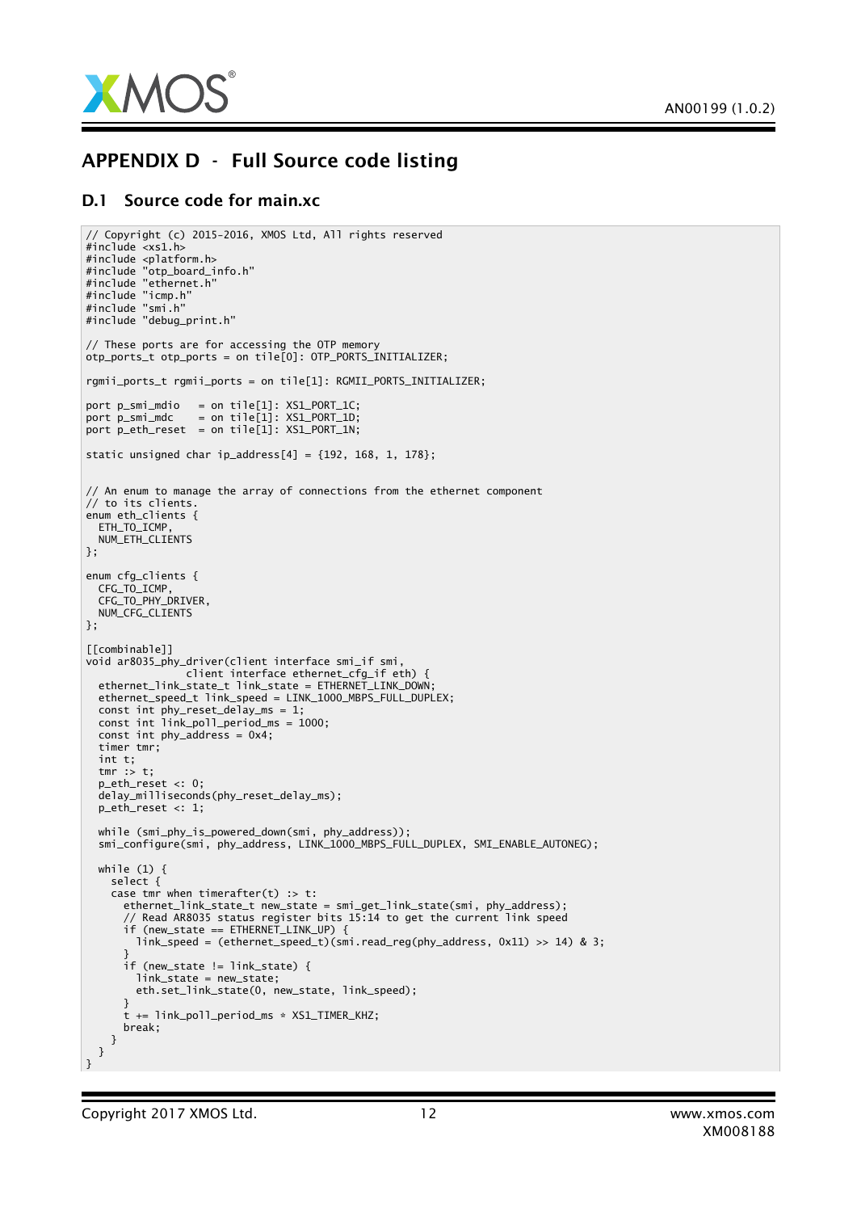# APPENDIX D - Full Source code listing

## D.1 Source code for main.xc

```
// Copyright (c) 2015-2016, XMOS Ltd, All rights reserved
#include <xs1.h>
#include <platform.h>
#include "otp_board_info.h"
#include "ethernet.h"
#include "icmp.h"
#include "smi.h"
#include "debug_print.h"

// These ports are for accessing the OTP memory
otp_ports_t otp_ports = on tile[0]: OTP_PORTS_INITIALIZER;

rgmii_ports_t rgmii_ports = on tile[1]: RGMII_PORTS_INITIALIZER;

port p_smi_mdio   = on tile[1]: XS1_PORT_1C;
port p_smi_mdc    = on tile[1]: XS1_PORT_1D;
port p_eth_reset  = on tile[1]: XS1_PORT_1N;

static unsigned char ip_address[4] = {192, 168, 1, 178};


// An enum to manage the array of connections from the ethernet component
// to its clients.
enum eth_clients {
  ETH_TO_ICMP,
  NUM_ETH_CLIENTS
};

enum cfg_clients {
  CFG_TO_ICMP,
  CFG_TO_PHY_DRIVER,
  NUM_CFG_CLIENTS
};

[[combinable]]
void ar8035_phy_driver(client interface smi_if smi,
                client interface ethernet_cfg_if eth) {
  ethernet_link_state_t link_state = ETHERNET_LINK_DOWN;
  ethernet_speed_t link_speed = LINK_1000_MBPS_FULL_DUPLEX;
  const int phy_reset_delay_ms = 1;
  const int link_poll_period_ms = 1000;
  const int phy_address = 0x4;
  timer tmr;
  int t;
  tmr :> t;
  p_eth_reset <: 0;
  delay_milliseconds(phy_reset_delay_ms);
  p_eth_reset <: 1;

  while (smi_phy_is_powered_down(smi, phy_address));
  smi_configure(smi, phy_address, LINK_1000_MBPS_FULL_DUPLEX, SMI_ENABLE_AUTONEG);

  while (1) {
    select {
    case tmr when timerafter(t) :> t:
      ethernet_link_state_t new_state = smi_get_link_state(smi, phy_address);
      // Read AR8035 status register bits 15:14 to get the current link speed
      if (new_state == ETHERNET_LINK_UP) {
        link_speed = (ethernet_speed_t)(smi.read_reg(phy_address, 0x11) >> 14) & 3;
      }
      if (new_state != link_state) {
        link_state = new_state;
        eth.set_link_state(0, new_state, link_speed);
      }
      t += link_poll_period_ms * XS1_TIMER_KHZ;
      break;
    }
  }
}
```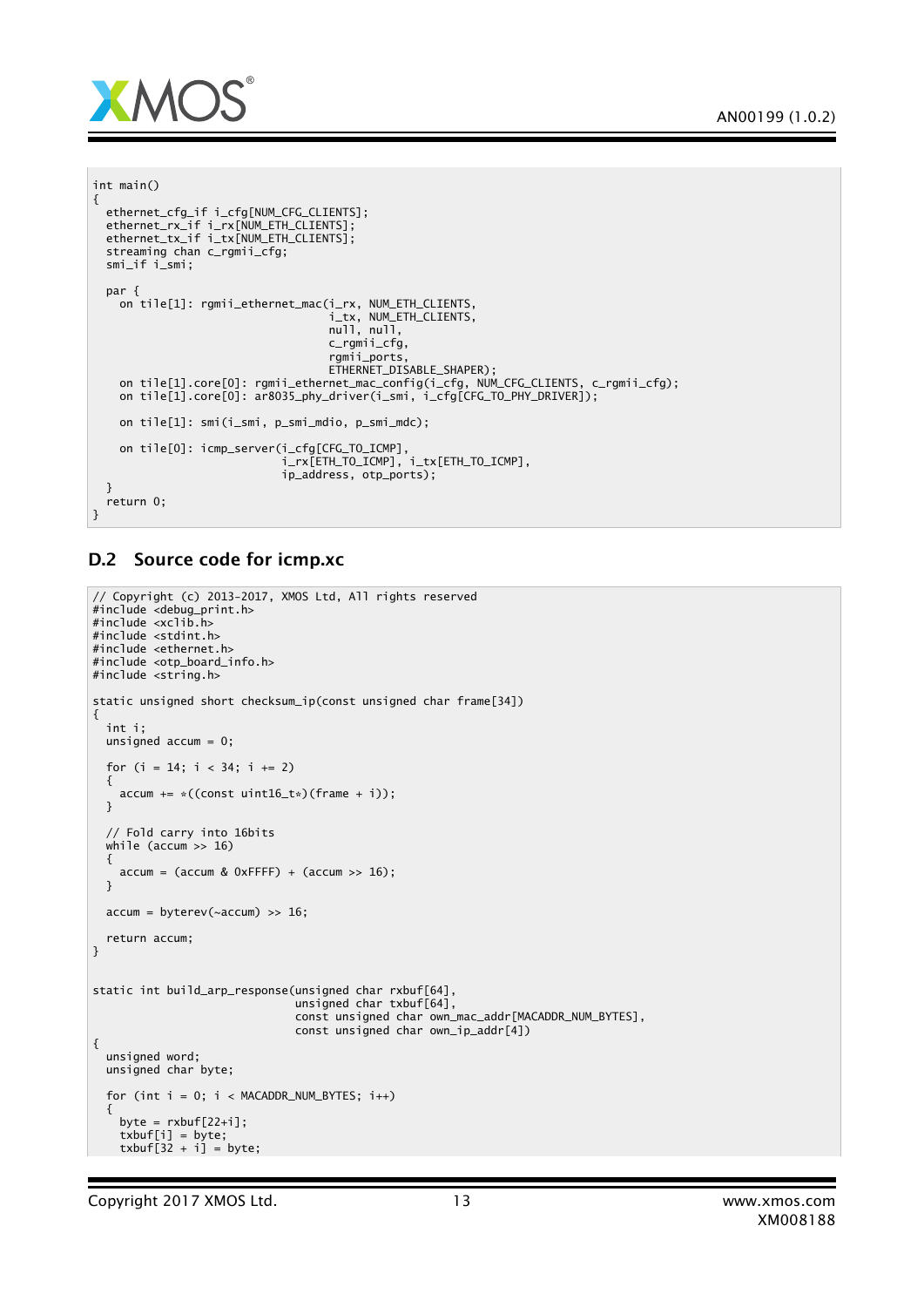```
int main()
{
  ethernet_cfg_if i_cfg[NUM_CFG_CLIENTS];
  ethernet_rx_if i_rx[NUM_ETH_CLIENTS];
  ethernet_tx_if i_tx[NUM_ETH_CLIENTS];
  streaming chan c_rgmii_cfg;
  smi_if i_smi;

  par {
    on tile[1]: rgmii_ethernet_mac(i_rx, NUM_ETH_CLIENTS,
                                   i_tx, NUM_ETH_CLIENTS,
                                   null, null,
                                   c_rgmii_cfg,
                                   rgmii_ports,
                                   ETHERNET_DISABLE_SHAPER);
    on tile[1].core[0]: rgmii_ethernet_mac_config(i_cfg, NUM_CFG_CLIENTS, c_rgmii_cfg);
    on tile[1].core[0]: ar8035_phy_driver(i_smi, i_cfg[CFG_TO_PHY_DRIVER]);

    on tile[1]: smi(i_smi, p_smi_mdio, p_smi_mdc);

    on tile[0]: icmp_server(i_cfg[CFG_TO_ICMP],
                            i_rx[ETH_TO_ICMP], i_tx[ETH_TO_ICMP],
                            ip_address, otp_ports);
  }
  return 0;
}
```

## D.2 Source code for icmp.xc

```
// Copyright (c) 2013-2017, XMOS Ltd, All rights reserved
#include <debug_print.h>
#include <xclib.h>
#include <stdint.h>
#include <ethernet.h>
#include <otp_board_info.h>
#include <string.h>

static unsigned short checksum_ip(const unsigned char frame[34])
{
  int i;
  unsigned accum = 0;

  for (i = 14; i < 34; i += 2)
  {
    accum += *((const uint16_t*)(frame + i));
  }

  // Fold carry into 16bits
  while (accum >> 16)
  {
    accum = (accum & 0xFFFF) + (accum >> 16);
  }

  accum = byterev(~accum) >> 16;

  return accum;
}


static int build_arp_response(unsigned char rxbuf[64],
                              unsigned char txbuf[64],
                              const unsigned char own_mac_addr[MACADDR_NUM_BYTES],
                              const unsigned char own_ip_addr[4])
{
  unsigned word;
  unsigned char byte;

  for (int i = 0; i < MACADDR_NUM_BYTES; i++)
  {
    byte = rxbuf[22+i];
    txbuf[i] = byte;
    txbuf[32 + i] = byte;
```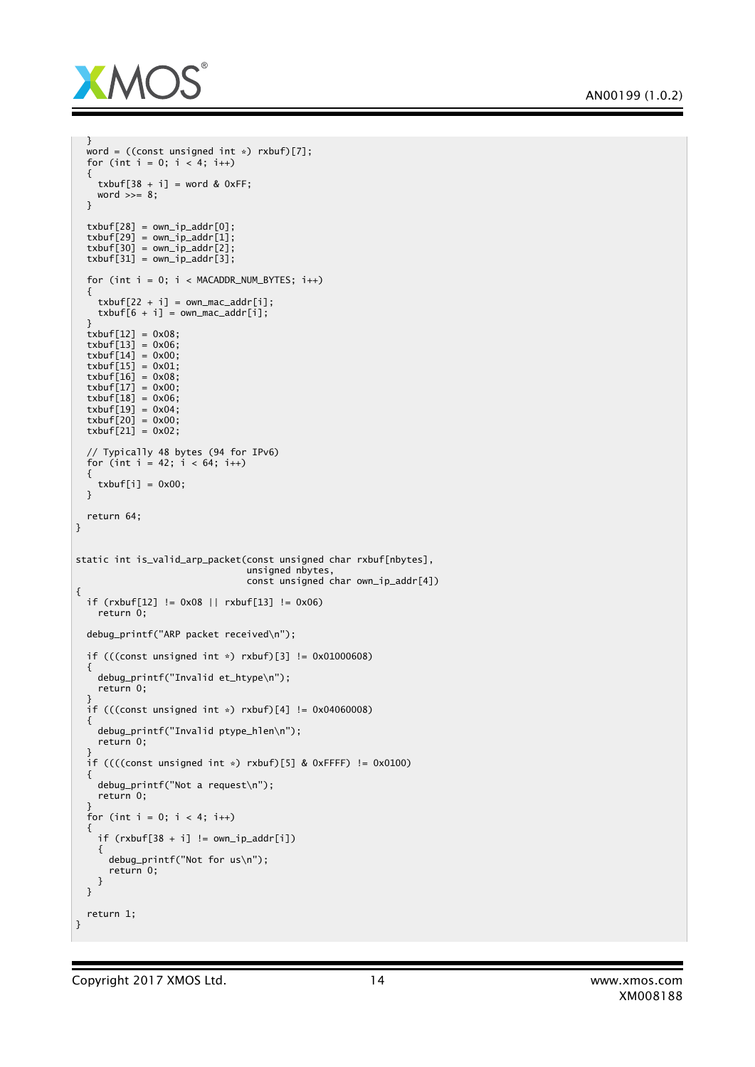```
  }
  word = ((const unsigned int *) rxbuf)[7];
  for (int i = 0; i < 4; i++)
  {
    txbuf[38 + i] = word & 0xFF;
    word >>= 8;
  }

  txbuf[28] = own_ip_addr[0];
  txbuf[29] = own_ip_addr[1];
  txbuf[30] = own_ip_addr[2];
  txbuf[31] = own_ip_addr[3];

  for (int i = 0; i < MACADDR_NUM_BYTES; i++)
  {
    txbuf[22 + i] = own_mac_addr[i];
    txbuf[6 + i] = own_mac_addr[i];
  }
  txbuf[12] = 0x08;
  txbuf[13] = 0x06;
  txbuf[14] = 0x00;
  txbuf[15] = 0x01;
  txbuf[16] = 0x08;
  txbuf[17] = 0x00;
  txbuf[18] = 0x06;
  txbuf[19] = 0x04;
  txbuf[20] = 0x00;
  txbuf[21] = 0x02;

  // Typically 48 bytes (94 for IPv6)
  for (int i = 42; i < 64; i++)
  {
    txbuf[i] = 0x00;
  }

  return 64;
}


static int is_valid_arp_packet(const unsigned char rxbuf[nbytes],
                               unsigned nbytes,
                               const unsigned char own_ip_addr[4])
{
  if (rxbuf[12] != 0x08 || rxbuf[13] != 0x06)
    return 0;

  debug_printf("ARP packet received\n");

  if (((const unsigned int *) rxbuf)[3] != 0x01000608)
  {
    debug_printf("Invalid et_htype\n");
    return 0;
  }
  if (((const unsigned int *) rxbuf)[4] != 0x04060008)
  {
    debug_printf("Invalid ptype_hlen\n");
    return 0;
  }
  if ((((const unsigned int *) rxbuf)[5] & 0xFFFF) != 0x0100)
  {
    debug_printf("Not a request\n");
    return 0;
  }
  for (int i = 0; i < 4; i++)
  {
    if (rxbuf[38 + i] != own_ip_addr[i])
    {
      debug_printf("Not for us\n");
      return 0;
    }
  }

  return 1;
}
```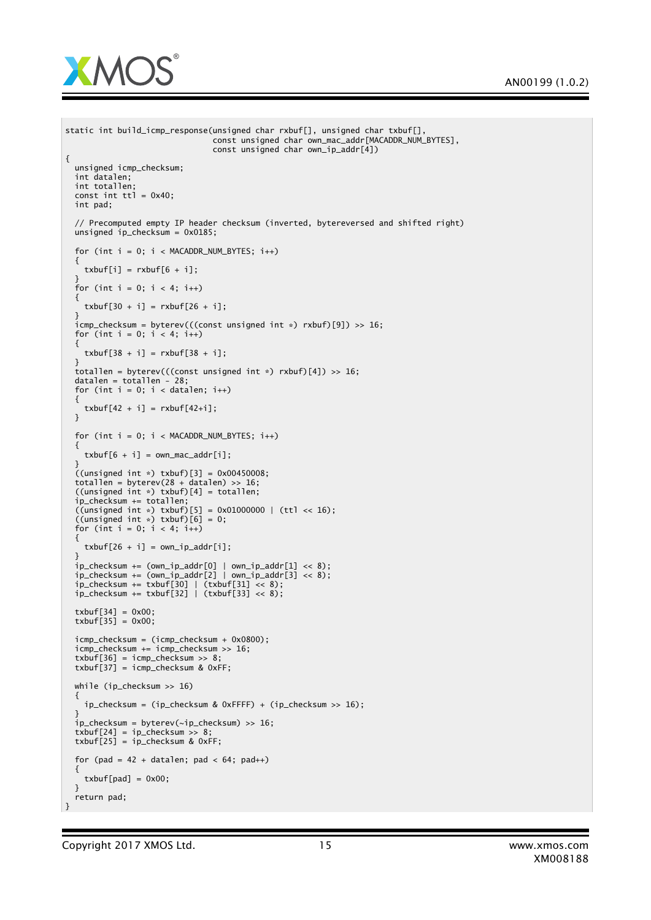```
static int build_icmp_response(unsigned char rxbuf[], unsigned char txbuf[],
                               const unsigned char own_mac_addr[MACADDR_NUM_BYTES],
                               const unsigned char own_ip_addr[4])
{
  unsigned icmp_checksum;
  int datalen;
  int totallen;
  const int ttl = 0x40;
  int pad;

  // Precomputed empty IP header checksum (inverted, bytereversed and shifted right)
  unsigned ip_checksum = 0x0185;

  for (int i = 0; i < MACADDR_NUM_BYTES; i++)
  {
    txbuf[i] = rxbuf[6 + i];
  }
  for (int i = 0; i < 4; i++)
  {
    txbuf[30 + i] = rxbuf[26 + i];
  }
  icmp_checksum = byterev(((const unsigned int *) rxbuf)[9]) >> 16;
  for (int i = 0; i < 4; i++)
  {
    txbuf[38 + i] = rxbuf[38 + i];
  }
  totallen = byterev(((const unsigned int *) rxbuf)[4]) >> 16;
  datalen = totallen - 28;
  for (int i = 0; i < datalen; i++)
  {
    txbuf[42 + i] = rxbuf[42+i];
  }

  for (int i = 0; i < MACADDR_NUM_BYTES; i++)
  {
    txbuf[6 + i] = own_mac_addr[i];
  }
  ((unsigned int *) txbuf)[3] = 0x00450008;
  totallen = byterev(28 + datalen) >> 16;
  ((unsigned int *) txbuf)[4] = totallen;
  ip_checksum += totallen;
  ((unsigned int *) txbuf)[5] = 0x01000000 | (ttl << 16);
  ((unsigned int *) txbuf)[6] = 0;
  for (int i = 0; i < 4; i++)
  {
    txbuf[26 + i] = own_ip_addr[i];
  }
  ip_checksum += (own_ip_addr[0] | own_ip_addr[1] << 8);
  ip_checksum += (own_ip_addr[2] | own_ip_addr[3] << 8);
  ip_checksum += txbuf[30] | (txbuf[31] << 8);
  ip_checksum += txbuf[32] | (txbuf[33] << 8);

  txbuf[34] = 0x00;
  txbuf[35] = 0x00;

  icmp_checksum = (icmp_checksum + 0x0800);
  icmp_checksum += icmp_checksum >> 16;
  txbuf[36] = icmp_checksum >> 8;
  txbuf[37] = icmp_checksum & 0xFF;

  while (ip_checksum >> 16)
  {
    ip_checksum = (ip_checksum & 0xFFFF) + (ip_checksum >> 16);
  }
  ip_checksum = byterev(~ip_checksum) >> 16;
  txbuf[24] = ip_checksum >> 8;
  txbuf[25] = ip_checksum & 0xFF;

  for (pad = 42 + datalen; pad < 64; pad++)
  {
    txbuf[pad] = 0x00;
  }
  return pad;
}
```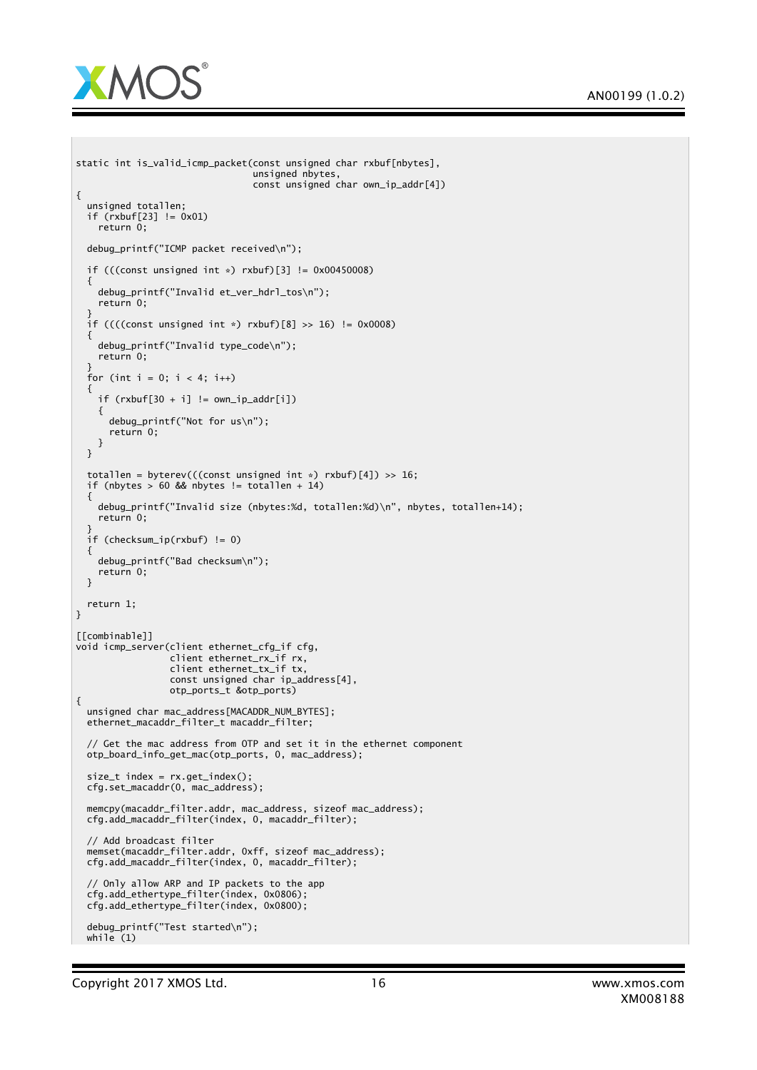```
static int is_valid_icmp_packet(const unsigned char rxbuf[nbytes],
                                unsigned nbytes,
                                const unsigned char own_ip_addr[4])
{
  unsigned totallen;
  if (rxbuf[23] != 0x01)
    return 0;

  debug_printf("ICMP packet received\n");

  if (((const unsigned int *) rxbuf)[3] != 0x00450008)
  {
    debug_printf("Invalid et_ver_hdrl_tos\n");
    return 0;
  }
  if ((((const unsigned int *) rxbuf)[8] >> 16) != 0x0008)
  {
    debug_printf("Invalid type_code\n");
    return 0;
  }
  for (int i = 0; i < 4; i++)
  {
    if (rxbuf[30 + i] != own_ip_addr[i])
    {
      debug_printf("Not for us\n");
      return 0;
    }
  }

  totallen = byterev(((const unsigned int *) rxbuf)[4]) >> 16;
  if (nbytes > 60 && nbytes != totallen + 14)
  {
    debug_printf("Invalid size (nbytes:%d, totallen:%d)\n", nbytes, totallen+14);
    return 0;
  }
  if (checksum_ip(rxbuf) != 0)
  {
    debug_printf("Bad checksum\n");
    return 0;
  }

  return 1;
}

[[combinable]]
void icmp_server(client ethernet_cfg_if cfg,
                 client ethernet_rx_if rx,
                 client ethernet_tx_if tx,
                 const unsigned char ip_address[4],
                 otp_ports_t &otp_ports)
{
  unsigned char mac_address[MACADDR_NUM_BYTES];
  ethernet_macaddr_filter_t macaddr_filter;

  // Get the mac address from OTP and set it in the ethernet component
  otp_board_info_get_mac(otp_ports, 0, mac_address);

  size_t index = rx.get_index();
  cfg.set_macaddr(0, mac_address);

  memcpy(macaddr_filter.addr, mac_address, sizeof mac_address);
  cfg.add_macaddr_filter(index, 0, macaddr_filter);

  // Add broadcast filter
  memset(macaddr_filter.addr, 0xff, sizeof mac_address);
  cfg.add_macaddr_filter(index, 0, macaddr_filter);

  // Only allow ARP and IP packets to the app
  cfg.add_ethertype_filter(index, 0x0806);
  cfg.add_ethertype_filter(index, 0x0800);

  debug_printf("Test started\n");
  while (1)
```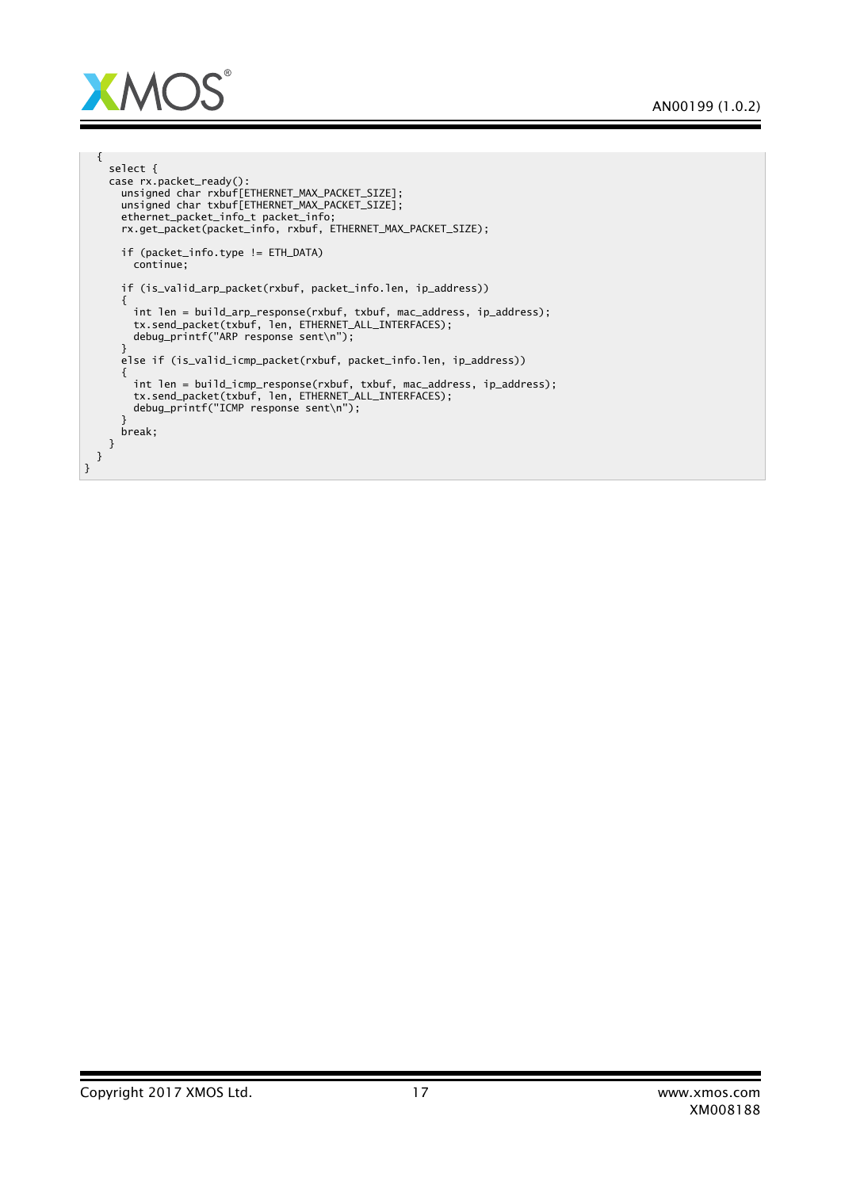```
  {
    select {
    case rx.packet_ready():
      unsigned char rxbuf[ETHERNET_MAX_PACKET_SIZE];
      unsigned char txbuf[ETHERNET_MAX_PACKET_SIZE];
      ethernet_packet_info_t packet_info;
      rx.get_packet(packet_info, rxbuf, ETHERNET_MAX_PACKET_SIZE);

      if (packet_info.type != ETH_DATA)
        continue;

      if (is_valid_arp_packet(rxbuf, packet_info.len, ip_address))
      {
        int len = build_arp_response(rxbuf, txbuf, mac_address, ip_address);
        tx.send_packet(txbuf, len, ETHERNET_ALL_INTERFACES);
        debug_printf("ARP response sent\n");
      }
      else if (is_valid_icmp_packet(rxbuf, packet_info.len, ip_address))
      {
        int len = build_icmp_response(rxbuf, txbuf, mac_address, ip_address);
        tx.send_packet(txbuf, len, ETHERNET_ALL_INTERFACES);
        debug_printf("ICMP response sent\n");
      }
      break;
    }
  }
}
```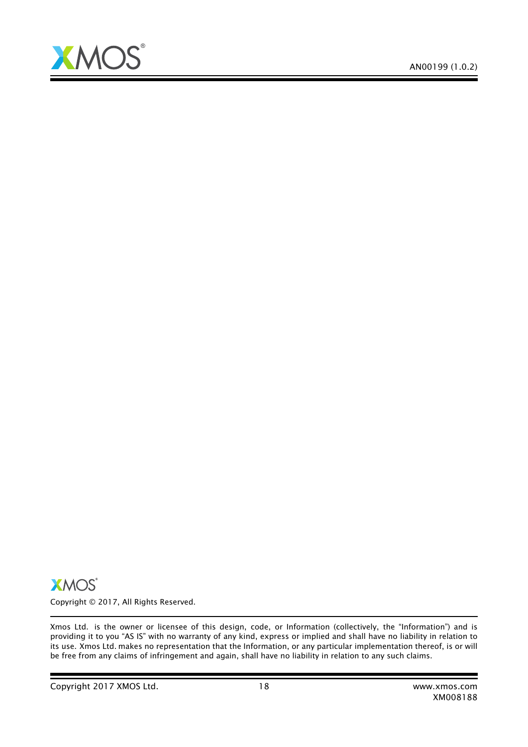XMOS®

Copyright © 2017, All Rights Reserved.

Xmos Ltd. is the owner or licensee of this design, code, or Information (collectively, the "Information") and is providing it to you "AS IS" with no warranty of any kind, express or implied and shall have no liability in relation to its use. Xmos Ltd. makes no representation that the Information, or any particular implementation thereof, is or will be free from any claims of infringement and again, shall have no liability in relation to any such claims.